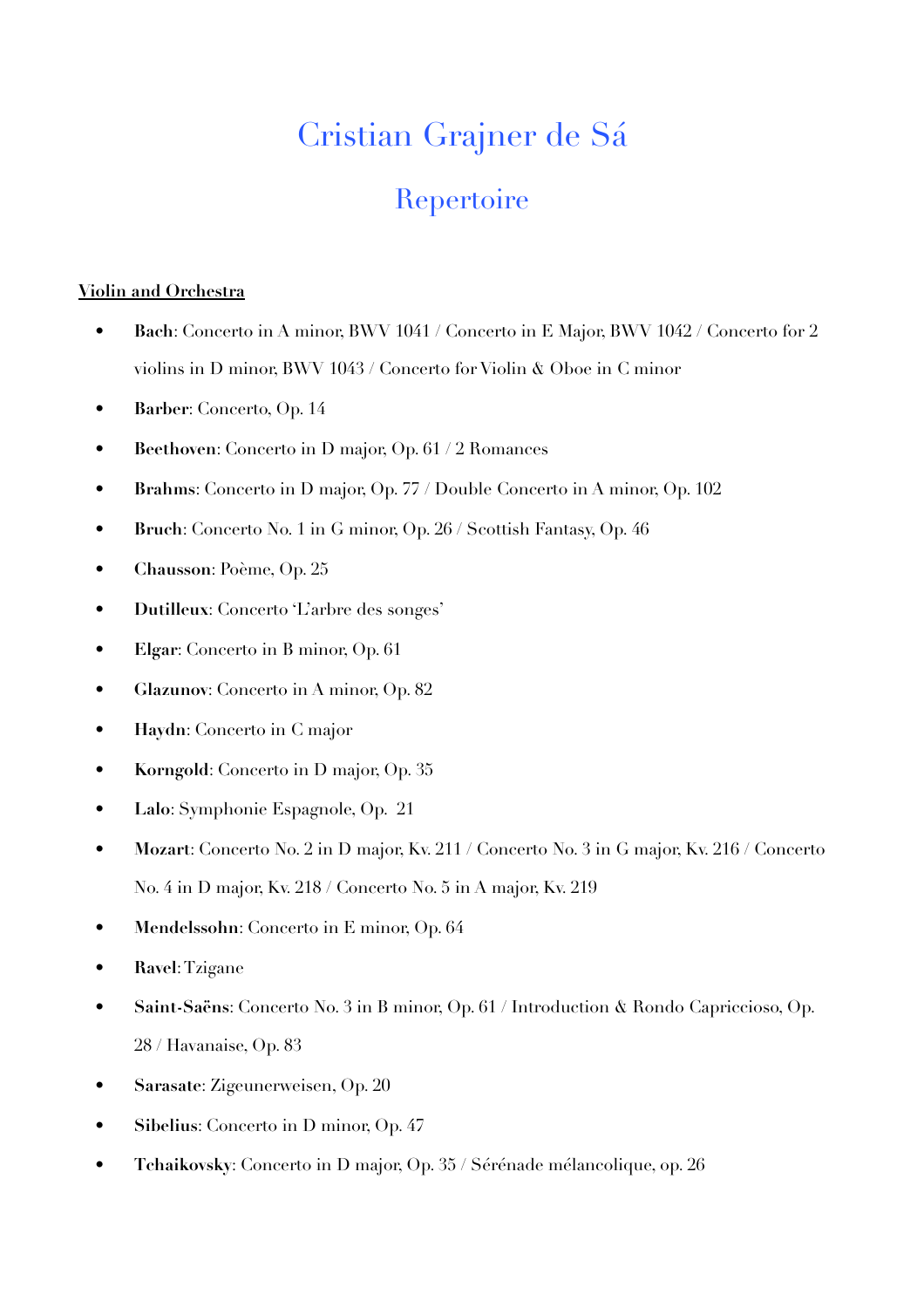# Cristian Grajner de Sá

## Repertoire

**Violin and Orchestra**

- **Bach**: Concerto in A minor, BWV 1041 / Concerto in E Major, BWV 1042 / Concerto for 2 violins in D minor, BWV 1043 / Concerto for Violin & Oboe in C minor
- **Barber**: Concerto, Op. 14
- **Beethoven**: Concerto in D major, Op. 61 / 2 Romances
- **Brahms**: Concerto in D major, Op. 77 / Double Concerto in A minor, Op. 102
- **Bruch**: Concerto No. 1 in G minor, Op. 26 / Scottish Fantasy, Op. 46
- **Chausson**: Poème, Op. 25
- **Dutilleux**: Concerto 'L'arbre des songes'
- **Elgar**: Concerto in B minor, Op. 61
- **Glazunov**: Concerto in A minor, Op. 82
- **Haydn**: Concerto in C major
- **Korngold**: Concerto in D major, Op. 35
- **Lalo**: Symphonie Espagnole, Op. 21
- **Mozart**: Concerto No. 2 in D major, Kv. 211 / Concerto No. 3 in G major, Kv. 216 / Concerto No. 4 in D major, Kv. 218 / Concerto No. 5 in A major, Kv. 219
- **Mendelssohn**: Concerto in E minor, Op. 64
- **Ravel**: Tzigane
- **Saint-Saëns**: Concerto No. 3 in B minor, Op. 61 / Introduction & Rondo Capriccioso, Op. 28 / Havanaise, Op. 83
- **Sarasate**: Zigeunerweisen, Op. 20
- **Sibelius**: Concerto in D minor, Op. 47
- **Tchaikovsky**: Concerto in D major, Op. 35 / Sérénade mélancolique, op. 26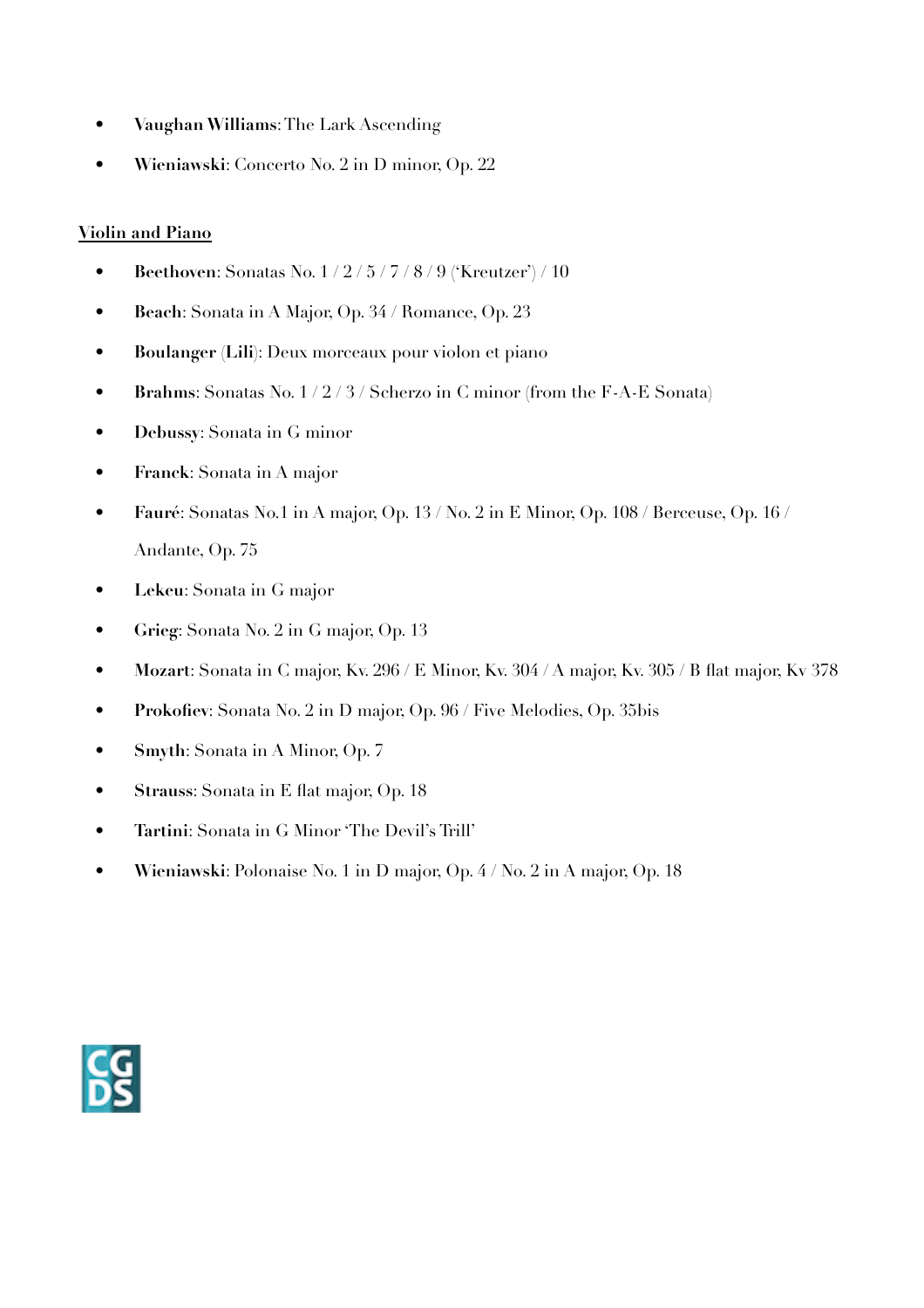- **Vaughan Williams**: The Lark Ascending
- **Wieniawski**: Concerto No. 2 in D minor, Op. 22

**Violin and Piano**

- **Beethoven**: Sonatas No. 1 / 2 / 5 / 7 / 8 / 9 ('Kreutzer') / 10
- **Beach**: Sonata in A Major, Op. 34 / Romance, Op. 23
- **Boulanger** (**Lili**): Deux morceaux pour violon et piano
- **Brahms**: Sonatas No. 1 / 2 / 3 / Scherzo in C minor (from the F-A-E Sonata)
- **Debussy**: Sonata in G minor
- **Franck**: Sonata in A major
- **Fauré**: Sonatas No.1 in A major, Op. 13 / No. 2 in E Minor, Op. 108 / Berceuse, Op. 16 / Andante, Op. 75
- **Lekeu**: Sonata in G major
- **Grieg**: Sonata No. 2 in G major, Op. 13
- **Mozart**: Sonata in C major, Kv. 296 / E Minor, Kv. 304 / A major, Kv. 305 / B flat major, Kv 378
- **Prokofiev**: Sonata No. 2 in D major, Op. 96 / Five Melodies, Op. 35bis
- **Smyth**: Sonata in A Minor, Op. 7
- **Strauss**: Sonata in E flat major, Op. 18
- **Tartini**: Sonata in G Minor 'The Devil's Trill'
- **Wieniawski**: Polonaise No. 1 in D major, Op. 4 / No. 2 in A major, Op. 18